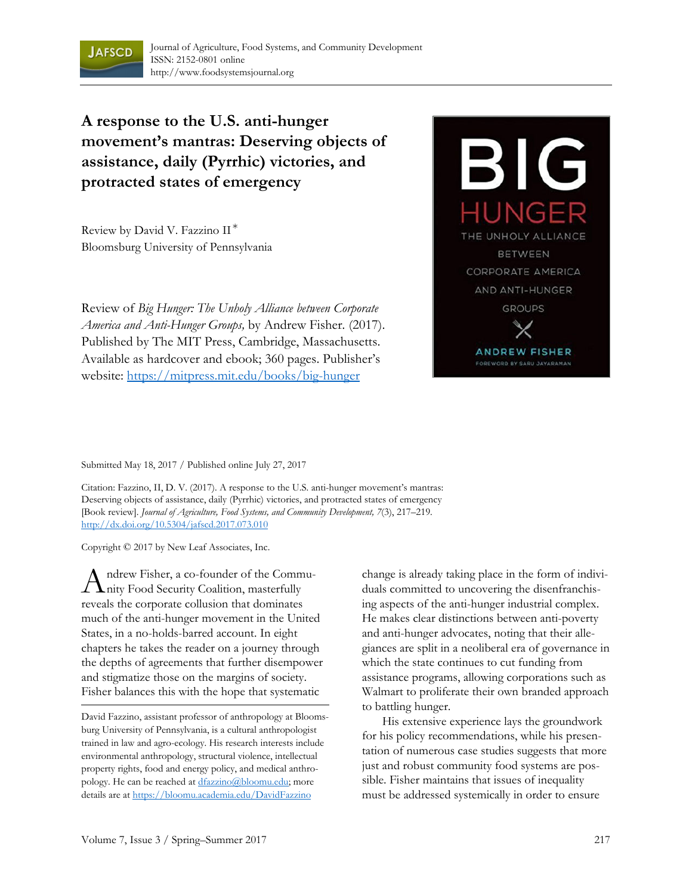# A response to the U.S. anti-hunger movement's mantras: Deserving objects of assistance, daily (Pyrrhic) victories, and protracted states of emergency

Review by David V. Fazzino II *
Bloomsburg University of Pennsylvania

Review of *Big Hunger: The Unholy Alliance between Corporate America and Anti-Hunger Groups,* by Andrew Fisher. (2017). Published by The MIT Press, Cambridge, Massachusetts. Available as hardcover and ebook; 360 pages. Publisher's website: https://mitpress.mit.edu/books/big-hunger

Submitted May 18, 2017 / Published online July 27, 2017

Citation: Fazzino, II, D. V. (2017). A response to the U.S. anti-hunger movement's mantras: Deserving objects of assistance, daily (Pyrrhic) victories, and protracted states of emergency [Book review]. *Journal of Agriculture, Food Systems, and Community Development, 7*(3), 217–219. http://dx.doi.org/10.5304/jafscd.2017.073.010

Copyright © 2017 by New Leaf Associates, Inc.

Andrew Fisher, a co-founder of the Community Food Security Coalition, masterfully reveals the corporate collusion that dominates much of the anti-hunger movement in the United States, in a no-holds-barred account. In eight chapters he takes the reader on a journey through the depths of agreements that further disempower and stigmatize those on the margins of society. Fisher balances this with the hope that systematic change is already taking place in the form of individuals committed to uncovering the disenfranchising aspects of the anti-hunger industrial complex. He makes clear distinctions between anti-poverty and anti-hunger advocates, noting that their allegiances are split in a neoliberal era of governance in which the state continues to cut funding from assistance programs, allowing corporations such as Walmart to proliferate their own branded approach to battling hunger.

His extensive experience lays the groundwork for his policy recommendations, while his presentation of numerous case studies suggests that more just and robust community food systems are possible. Fisher maintains that issues of inequality must be addressed systemically in order to ensure

---

David Fazzino, assistant professor of anthropology at Bloomsburg University of Pennsylvania, is a cultural anthropologist trained in law and agro-ecology. His research interests include environmental anthropology, structural violence, intellectual property rights, food and energy policy, and medical anthropology. He can be reached at dfazzino@bloomu.edu; more details are at https://bloomu.academia.edu/DavidFazzino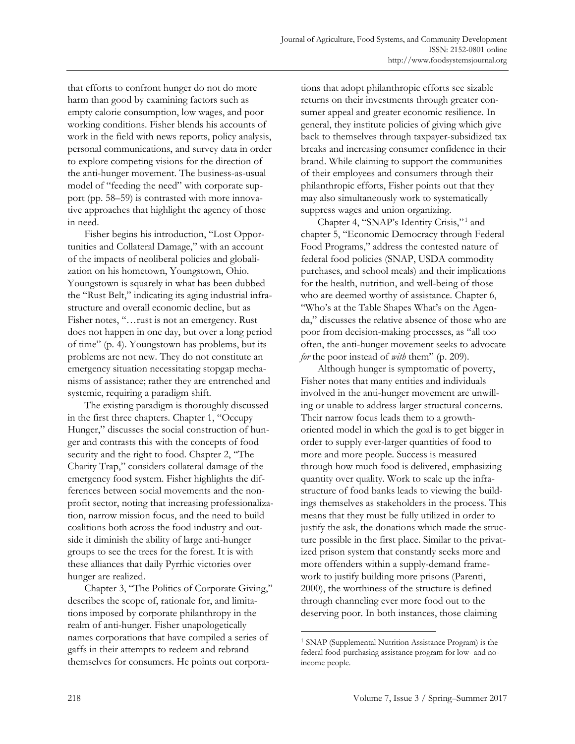that efforts to confront hunger do not do more harm than good by examining factors such as empty calorie consumption, low wages, and poor working conditions. Fisher blends his accounts of work in the field with news reports, policy analysis, personal communications, and survey data in order to explore competing visions for the direction of the anti-hunger movement. The business-as-usual model of "feeding the need" with corporate support (pp. 58–59) is contrasted with more innovative approaches that highlight the agency of those in need.

Fisher begins his introduction, "Lost Opportunities and Collateral Damage," with an account of the impacts of neoliberal policies and globalization on his hometown, Youngstown, Ohio. Youngstown is squarely in what has been dubbed the "Rust Belt," indicating its aging industrial infrastructure and overall economic decline, but as Fisher notes, "…rust is not an emergency. Rust does not happen in one day, but over a long period of time" (p. 4). Youngstown has problems, but its problems are not new. They do not constitute an emergency situation necessitating stopgap mechanisms of assistance; rather they are entrenched and systemic, requiring a paradigm shift.

The existing paradigm is thoroughly discussed in the first three chapters. Chapter 1, "Occupy Hunger," discusses the social construction of hunger and contrasts this with the concepts of food security and the right to food. Chapter 2, "The Charity Trap," considers collateral damage of the emergency food system. Fisher highlights the differences between social movements and the nonprofit sector, noting that increasing professionalization, narrow mission focus, and the need to build coalitions both across the food industry and outside it diminish the ability of large anti-hunger groups to see the trees for the forest. It is with these alliances that daily Pyrrhic victories over hunger are realized.

Chapter 3, "The Politics of Corporate Giving," describes the scope of, rationale for, and limitations imposed by corporate philanthropy in the realm of anti-hunger. Fisher unapologetically names corporations that have compiled a series of gaffs in their attempts to redeem and rebrand themselves for consumers. He points out corporations that adopt philanthropic efforts see sizable returns on their investments through greater consumer appeal and greater economic resilience. In general, they institute policies of giving which give back to themselves through taxpayer-subsidized tax breaks and increasing consumer confidence in their brand. While claiming to support the communities of their employees and consumers through their philanthropic efforts, Fisher points out that they may also simultaneously work to systematically suppress wages and union organizing.

Chapter 4, "SNAP's Identity Crisis,"[1] and chapter 5, "Economic Democracy through Federal Food Programs," address the contested nature of federal food policies (SNAP, USDA commodity purchases, and school meals) and their implications for the health, nutrition, and well-being of those who are deemed worthy of assistance. Chapter 6, "Who's at the Table Shapes What's on the Agenda," discusses the relative absence of those who are poor from decision-making processes, as "all too often, the anti-hunger movement seeks to advocate *for* the poor instead of *with* them" (p. 209).

Although hunger is symptomatic of poverty, Fisher notes that many entities and individuals involved in the anti-hunger movement are unwilling or unable to address larger structural concerns. Their narrow focus leads them to a growth-oriented model in which the goal is to get bigger in order to supply ever-larger quantities of food to more and more people. Success is measured through how much food is delivered, emphasizing quantity over quality. Work to scale up the infrastructure of food banks leads to viewing the buildings themselves as stakeholders in the process. This means that they must be fully utilized in order to justify the ask, the donations which made the structure possible in the first place. Similar to the privatized prison system that constantly seeks more and more offenders within a supply-demand framework to justify building more prisons (Parenti, 2000), the worthiness of the structure is defined through channeling ever more food out to the deserving poor. In both instances, those claiming

[1] SNAP (Supplemental Nutrition Assistance Program) is the federal food-purchasing assistance program for low- and no-income people.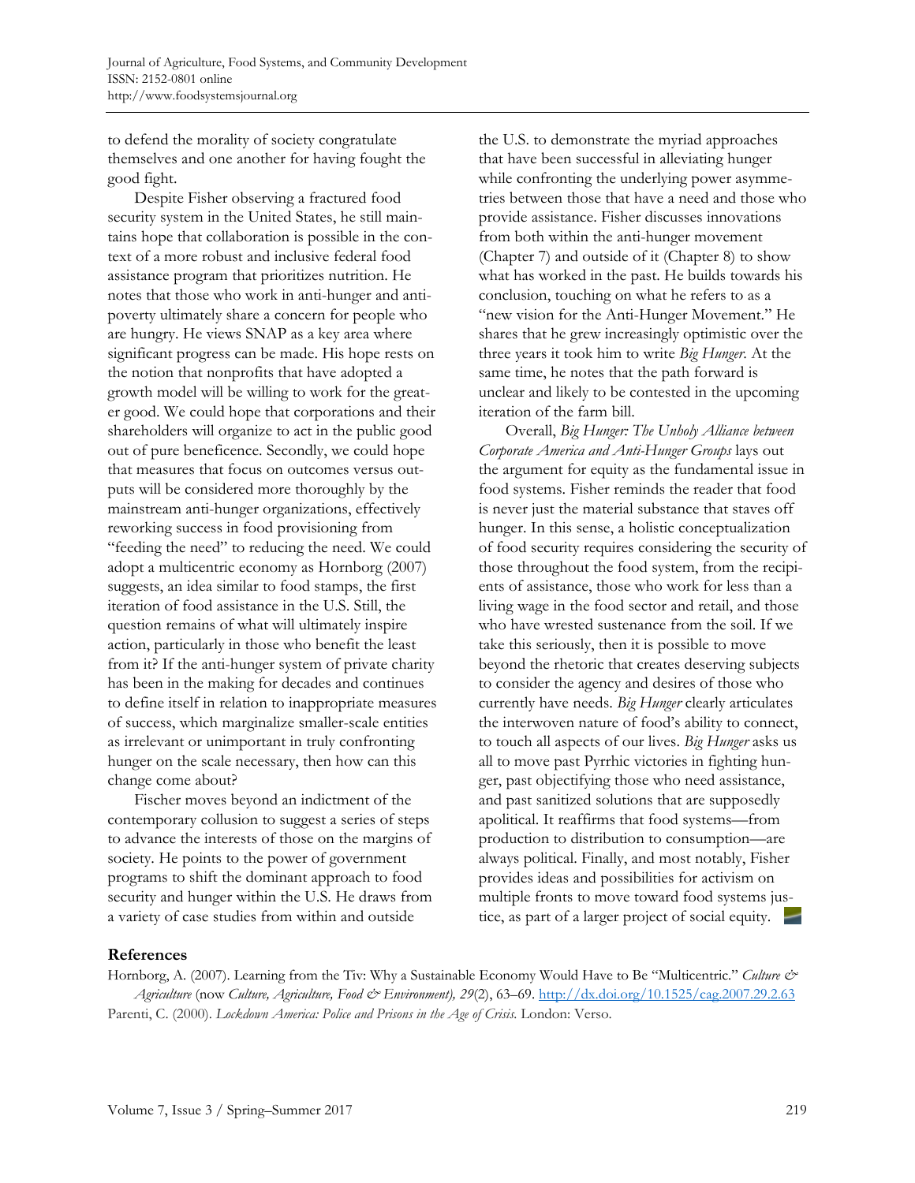to defend the morality of society congratulate themselves and one another for having fought the good fight.

Despite Fisher observing a fractured food security system in the United States, he still maintains hope that collaboration is possible in the context of a more robust and inclusive federal food assistance program that prioritizes nutrition. He notes that those who work in anti-hunger and anti-poverty ultimately share a concern for people who are hungry. He views SNAP as a key area where significant progress can be made. His hope rests on the notion that nonprofits that have adopted a growth model will be willing to work for the greater good. We could hope that corporations and their shareholders will organize to act in the public good out of pure beneficence. Secondly, we could hope that measures that focus on outcomes versus outputs will be considered more thoroughly by the mainstream anti-hunger organizations, effectively reworking success in food provisioning from "feeding the need" to reducing the need. We could adopt a multicentric economy as Hornborg (2007) suggests, an idea similar to food stamps, the first iteration of food assistance in the U.S. Still, the question remains of what will ultimately inspire action, particularly in those who benefit the least from it? If the anti-hunger system of private charity has been in the making for decades and continues to define itself in relation to inappropriate measures of success, which marginalize smaller-scale entities as irrelevant or unimportant in truly confronting hunger on the scale necessary, then how can this change come about?

Fischer moves beyond an indictment of the contemporary collusion to suggest a series of steps to advance the interests of those on the margins of society. He points to the power of government programs to shift the dominant approach to food security and hunger within the U.S. He draws from a variety of case studies from within and outside the U.S. to demonstrate the myriad approaches that have been successful in alleviating hunger while confronting the underlying power asymmetries between those that have a need and those who provide assistance. Fisher discusses innovations from both within the anti-hunger movement (Chapter 7) and outside of it (Chapter 8) to show what has worked in the past. He builds towards his conclusion, touching on what he refers to as a "new vision for the Anti-Hunger Movement." He shares that he grew increasingly optimistic over the three years it took him to write *Big Hunger*. At the same time, he notes that the path forward is unclear and likely to be contested in the upcoming iteration of the farm bill.

Overall, *Big Hunger: The Unholy Alliance between Corporate America and Anti-Hunger Groups* lays out the argument for equity as the fundamental issue in food systems. Fisher reminds the reader that food is never just the material substance that staves off hunger. In this sense, a holistic conceptualization of food security requires considering the security of those throughout the food system, from the recipients of assistance, those who work for less than a living wage in the food sector and retail, and those who have wrested sustenance from the soil. If we take this seriously, then it is possible to move beyond the rhetoric that creates deserving subjects to consider the agency and desires of those who currently have needs. *Big Hunger* clearly articulates the interwoven nature of food's ability to connect, to touch all aspects of our lives. *Big Hunger* asks us all to move past Pyrrhic victories in fighting hunger, past objectifying those who need assistance, and past sanitized solutions that are supposedly apolitical. It reaffirms that food systems—from production to distribution to consumption—are always political. Finally, and most notably, Fisher provides ideas and possibilities for activism on multiple fronts to move toward food systems justice, as part of a larger project of social equity.

## References

Hornborg, A. (2007). Learning from the Tiv: Why a Sustainable Economy Would Have to Be "Multicentric." *Culture & Agriculture* (now *Culture, Agriculture, Food & Environment), 29*(2), 63–69. http://dx.doi.org/10.1525/cag.2007.29.2.63

Parenti, C. (2000). *Lockdown America: Police and Prisons in the Age of Crisis.* London: Verso.